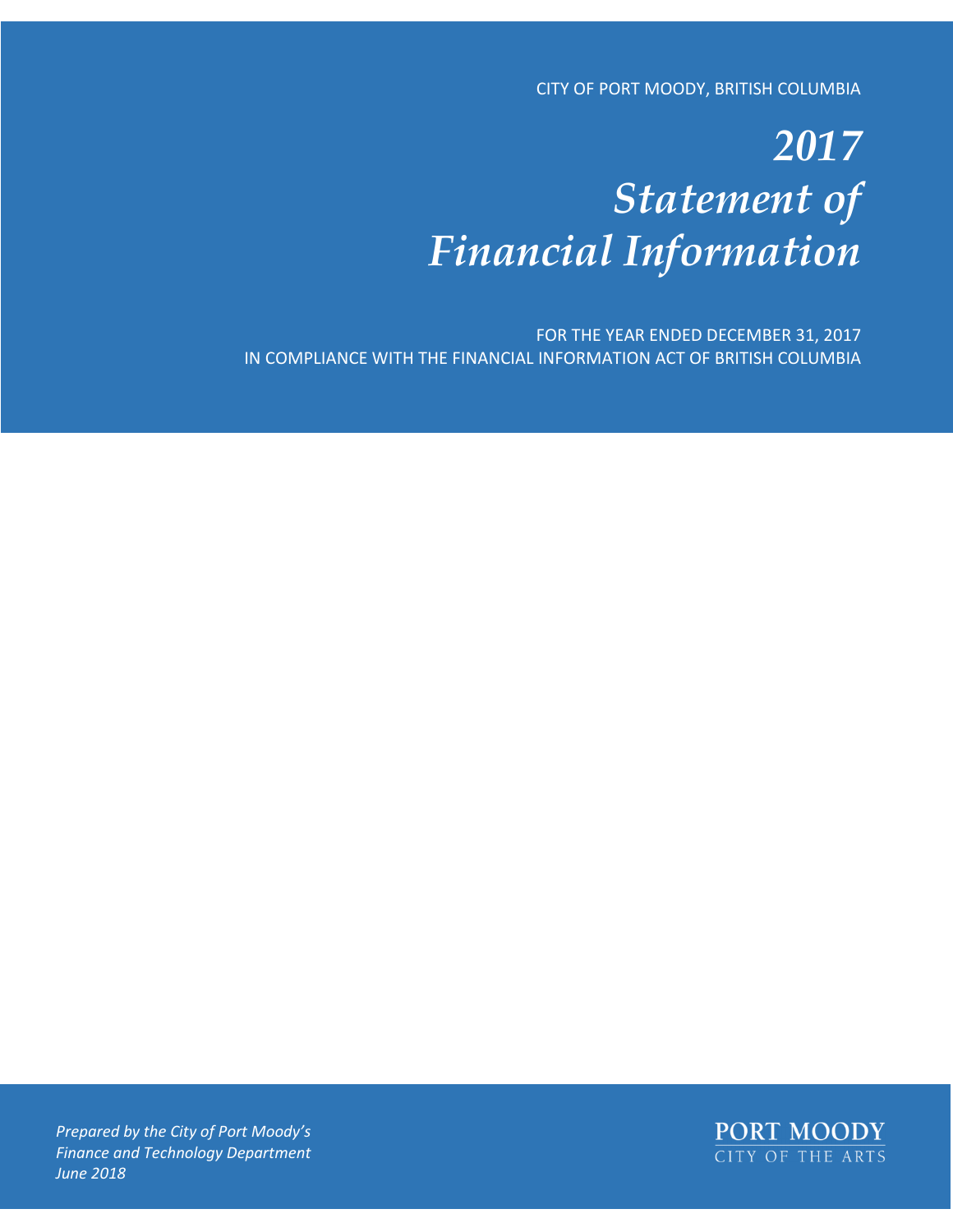CITY OF PORT MOODY, BRITISH COLUMBIA

# *2017*
# *Statement of Financial Information*

FOR THE YEAR ENDED DECEMBER 31, 2017
IN COMPLIANCE WITH THE FINANCIAL INFORMATION ACT OF BRITISH COLUMBIA

*Prepared by the City of Port Moody's*
*Finance and Technology Department*
*June 2018*

PORT MOODY
CITY OF THE ARTS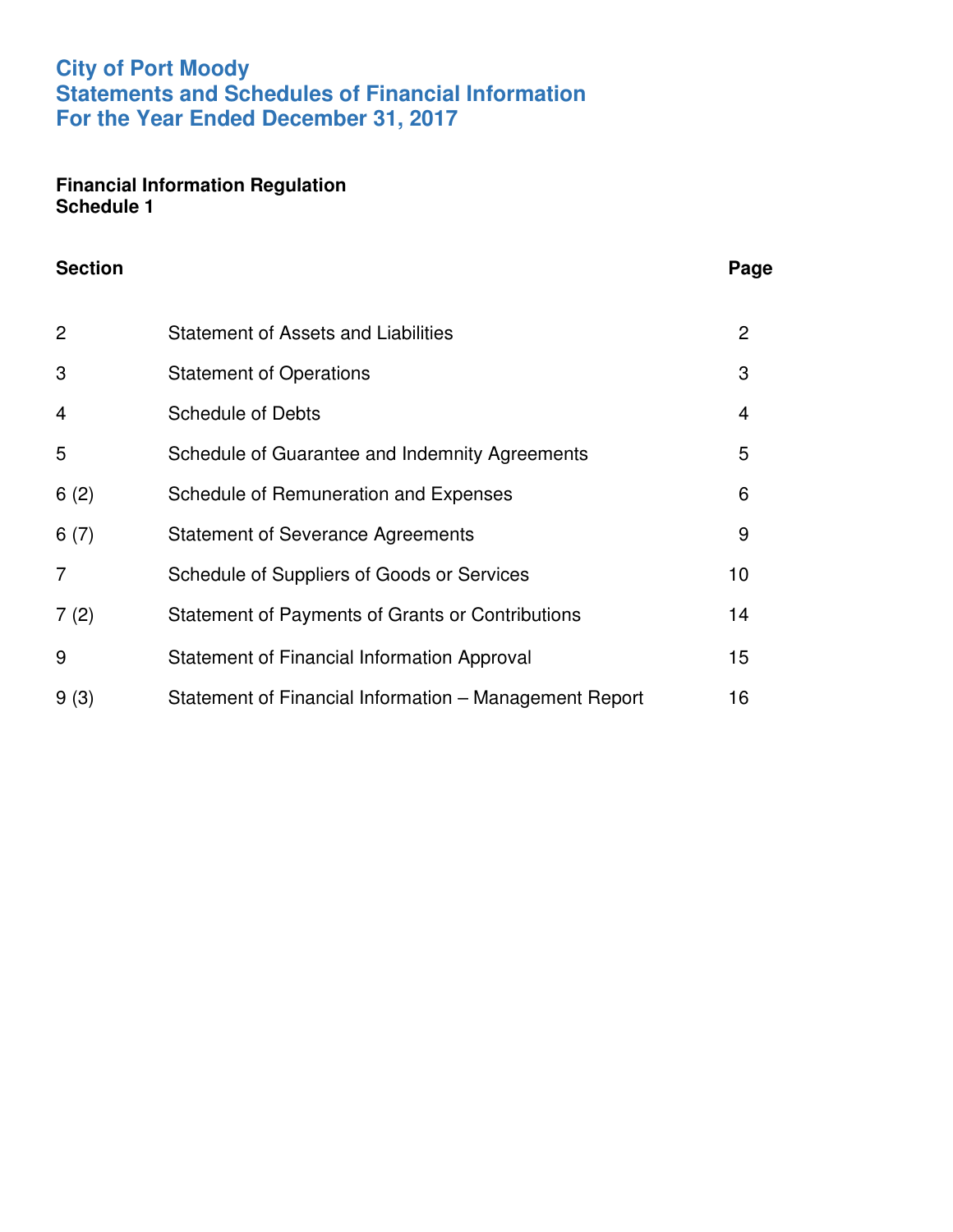# City of Port Moody
# Statements and Schedules of Financial Information
# For the Year Ended December 31, 2017

**Financial Information Regulation**
**Schedule 1**

| Section | | Page |
|---|---|---|
| 2 | Statement of Assets and Liabilities | 2 |
| 3 | Statement of Operations | 3 |
| 4 | Schedule of Debts | 4 |
| 5 | Schedule of Guarantee and Indemnity Agreements | 5 |
| 6 (2) | Schedule of Remuneration and Expenses | 6 |
| 6 (7) | Statement of Severance Agreements | 9 |
| 7 | Schedule of Suppliers of Goods or Services | 10 |
| 7 (2) | Statement of Payments of Grants or Contributions | 14 |
| 9 | Statement of Financial Information Approval | 15 |
| 9 (3) | Statement of Financial Information – Management Report | 16 |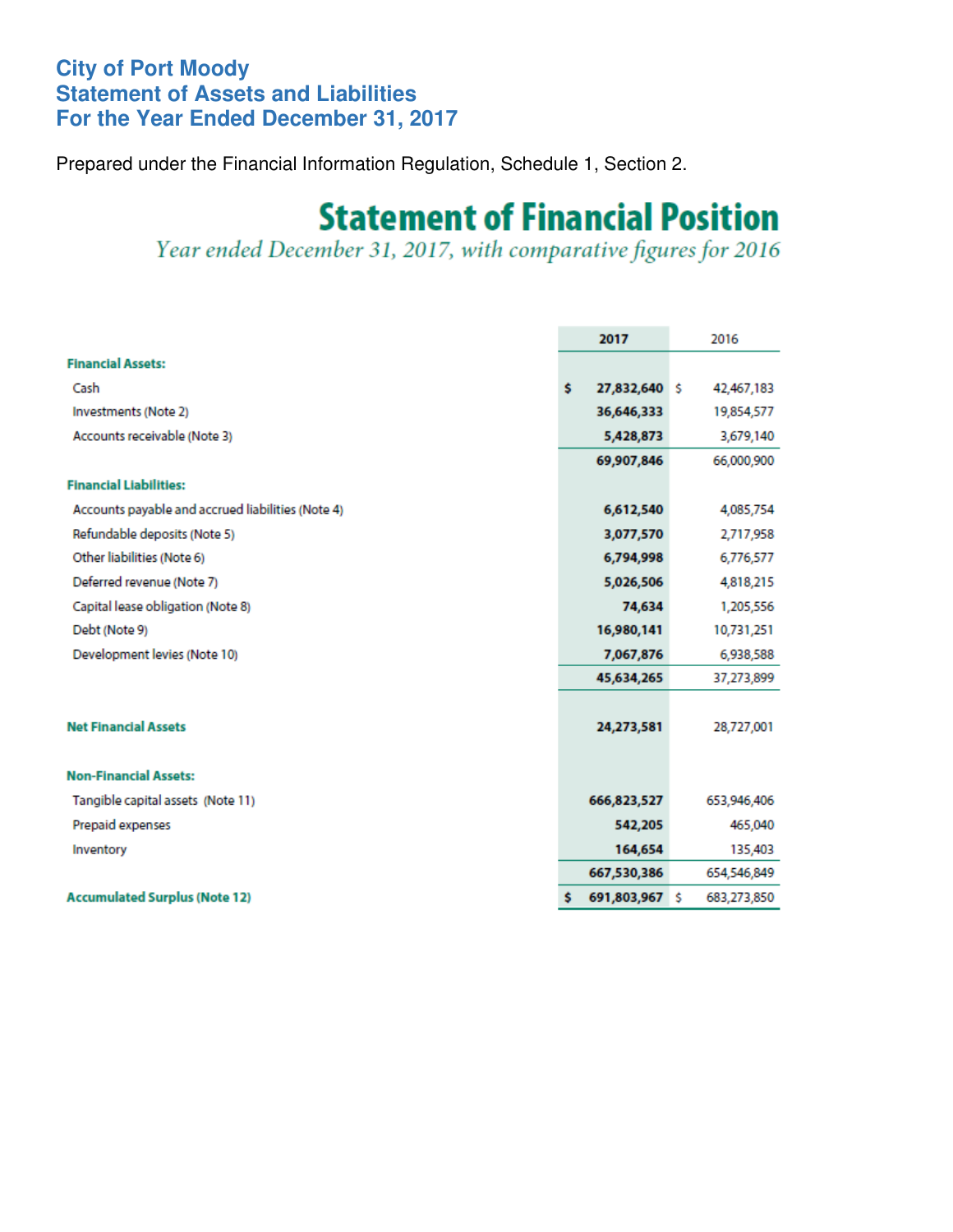# City of Port Moody
## Statement of Assets and Liabilities
## For the Year Ended December 31, 2017

Prepared under the Financial Information Regulation, Schedule 1, Section 2.

# Statement of Financial Position

*Year ended December 31, 2017, with comparative figures for 2016*

| | 2017 | 2016 |
|---|---|---|
| **Financial Assets:** | | |
| Cash | $ 27,832,640 | $ 42,467,183 |
| Investments (Note 2) | 36,646,333 | 19,854,577 |
| Accounts receivable (Note 3) | 5,428,873 | 3,679,140 |
| | 69,907,846 | 66,000,900 |
| **Financial Liabilities:** | | |
| Accounts payable and accrued liabilities (Note 4) | 6,612,540 | 4,085,754 |
| Refundable deposits (Note 5) | 3,077,570 | 2,717,958 |
| Other liabilities (Note 6) | 6,794,998 | 6,776,577 |
| Deferred revenue (Note 7) | 5,026,506 | 4,818,215 |
| Capital lease obligation (Note 8) | 74,634 | 1,205,556 |
| Debt (Note 9) | 16,980,141 | 10,731,251 |
| Development levies (Note 10) | 7,067,876 | 6,938,588 |
| | 45,634,265 | 37,273,899 |
| **Net Financial Assets** | 24,273,581 | 28,727,001 |
| **Non-Financial Assets:** | | |
| Tangible capital assets (Note 11) | 666,823,527 | 653,946,406 |
| Prepaid expenses | 542,205 | 465,040 |
| Inventory | 164,654 | 135,403 |
| | 667,530,386 | 654,546,849 |
| **Accumulated Surplus (Note 12)** | $ 691,803,967 | $ 683,273,850 |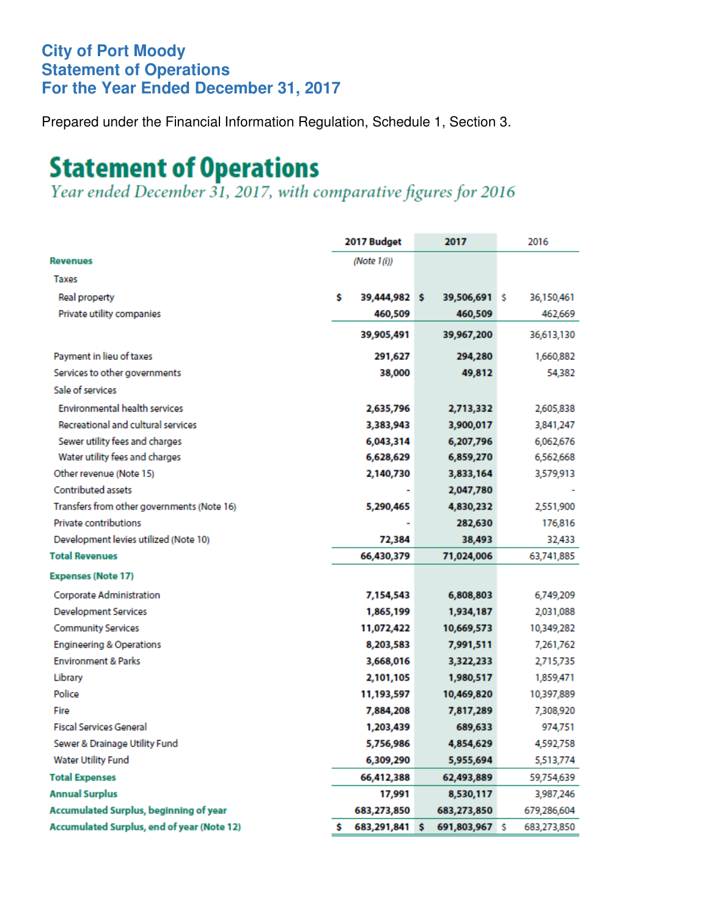# City of Port Moody
# Statement of Operations
# For the Year Ended December 31, 2017

Prepared under the Financial Information Regulation, Schedule 1, Section 3.

## Statement of Operations

*Year ended December 31, 2017, with comparative figures for 2016*

| | 2017 Budget | 2017 | 2016 |
|---|---|---|---|
| | *(Note 1(i))* | | |
| **Revenues** | | | |
| Taxes | | | |
| Real property | $ 39,444,982 | $ 39,506,691 | $ 36,150,461 |
| Private utility companies | 460,509 | 460,509 | 462,669 |
| | 39,905,491 | 39,967,200 | 36,613,130 |
| Payment in lieu of taxes | 291,627 | 294,280 | 1,660,882 |
| Services to other governments | 38,000 | 49,812 | 54,382 |
| Sale of services | | | |
| Environmental health services | 2,635,796 | 2,713,332 | 2,605,838 |
| Recreational and cultural services | 3,383,943 | 3,900,017 | 3,841,247 |
| Sewer utility fees and charges | 6,043,314 | 6,207,796 | 6,062,676 |
| Water utility fees and charges | 6,628,629 | 6,859,270 | 6,562,668 |
| Other revenue (Note 15) | 2,140,730 | 3,833,164 | 3,579,913 |
| Contributed assets | - | 2,047,780 | - |
| Transfers from other governments (Note 16) | 5,290,465 | 4,830,232 | 2,551,900 |
| Private contributions | - | 282,630 | 176,816 |
| Development levies utilized (Note 10) | 72,384 | 38,493 | 32,433 |
| **Total Revenues** | 66,430,379 | 71,024,006 | 63,741,885 |
| **Expenses (Note 17)** | | | |
| Corporate Administration | 7,154,543 | 6,808,803 | 6,749,209 |
| Development Services | 1,865,199 | 1,934,187 | 2,031,088 |
| Community Services | 11,072,422 | 10,669,573 | 10,349,282 |
| Engineering & Operations | 8,203,583 | 7,991,511 | 7,261,762 |
| Environment & Parks | 3,668,016 | 3,322,233 | 2,715,735 |
| Library | 2,101,105 | 1,980,517 | 1,859,471 |
| Police | 11,193,597 | 10,469,820 | 10,397,889 |
| Fire | 7,884,208 | 7,817,289 | 7,308,920 |
| Fiscal Services General | 1,203,439 | 689,633 | 974,751 |
| Sewer & Drainage Utility Fund | 5,756,986 | 4,854,629 | 4,592,758 |
| Water Utility Fund | 6,309,290 | 5,955,694 | 5,513,774 |
| **Total Expenses** | 66,412,388 | 62,493,889 | 59,754,639 |
| **Annual Surplus** | 17,991 | 8,530,117 | 3,987,246 |
| **Accumulated Surplus, beginning of year** | 683,273,850 | 683,273,850 | 679,286,604 |
| **Accumulated Surplus, end of year (Note 12)** | $ 683,291,841 | $ 691,803,967 | $ 683,273,850 |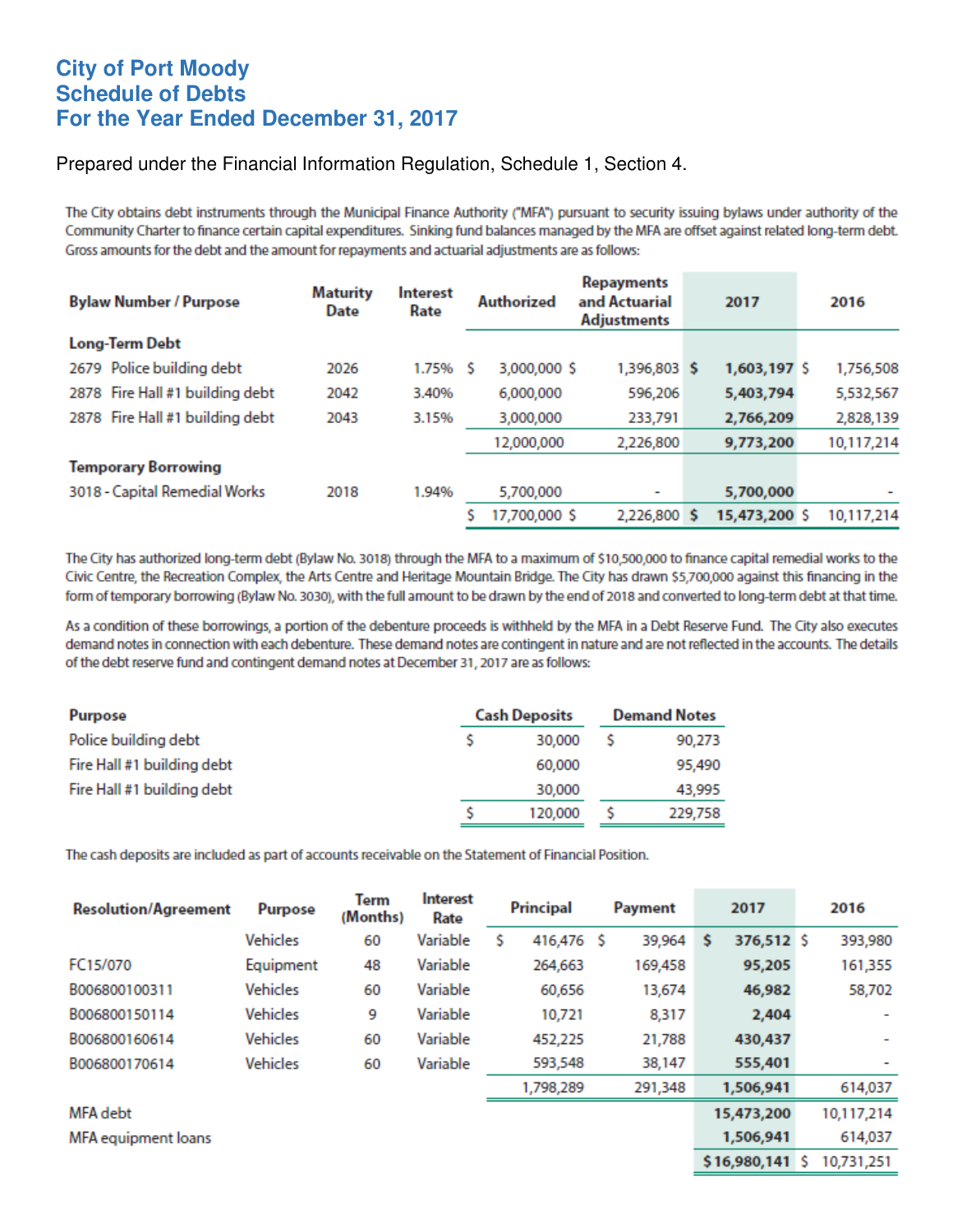# City of Port Moody
# Schedule of Debts
# For the Year Ended December 31, 2017

Prepared under the Financial Information Regulation, Schedule 1, Section 4.

The City obtains debt instruments through the Municipal Finance Authority ("MFA") pursuant to security issuing bylaws under authority of the Community Charter to finance certain capital expenditures. Sinking fund balances managed by the MFA are offset against related long-term debt. Gross amounts for the debt and the amount for repayments and actuarial adjustments are as follows:

| Bylaw Number / Purpose | Maturity Date | Interest Rate | Authorized | Repayments and Actuarial Adjustments | 2017 | 2016 |
|---|---|---|---|---|---|---|
| **Long-Term Debt** | | | | | | |
| 2679 Police building debt | 2026 | 1.75% | $ 3,000,000 | $ 1,396,803 | $ **1,603,197** | $ 1,756,508 |
| 2878 Fire Hall #1 building debt | 2042 | 3.40% | 6,000,000 | 596,206 | **5,403,794** | 5,532,567 |
| 2878 Fire Hall #1 building debt | 2043 | 3.15% | 3,000,000 | 233,791 | **2,766,209** | 2,828,139 |
| | | | 12,000,000 | 2,226,800 | **9,773,200** | 10,117,214 |
| **Temporary Borrowing** | | | | | | |
| 3018 - Capital Remedial Works | 2018 | 1.94% | 5,700,000 | - | **5,700,000** | - |
| | | | $ 17,700,000 | $ 2,226,800 | $ **15,473,200** | $ 10,117,214 |

The City has authorized long-term debt (Bylaw No. 3018) through the MFA to a maximum of $10,500,000 to finance capital remedial works to the Civic Centre, the Recreation Complex, the Arts Centre and Heritage Mountain Bridge. The City has drawn $5,700,000 against this financing in the form of temporary borrowing (Bylaw No. 3030), with the full amount to be drawn by the end of 2018 and converted to long-term debt at that time.

As a condition of these borrowings, a portion of the debenture proceeds is withheld by the MFA in a Debt Reserve Fund. The City also executes demand notes in connection with each debenture. These demand notes are contingent in nature and are not reflected in the accounts. The details of the debt reserve fund and contingent demand notes at December 31, 2017 are as follows:

| Purpose | Cash Deposits | Demand Notes |
|---|---|---|
| Police building debt | $ 30,000 | $ 90,273 |
| Fire Hall #1 building debt | 60,000 | 95,490 |
| Fire Hall #1 building debt | 30,000 | 43,995 |
| | $ 120,000 | $ 229,758 |

The cash deposits are included as part of accounts receivable on the Statement of Financial Position.

| Resolution/Agreement | Purpose | Term (Months) | Interest Rate | Principal | Payment | 2017 | 2016 |
|---|---|---|---|---|---|---|---|
| | Vehicles | 60 | Variable | $ 416,476 | $ 39,964 | $ **376,512** | $ 393,980 |
| FC15/070 | Equipment | 48 | Variable | 264,663 | 169,458 | **95,205** | 161,355 |
| B006800100311 | Vehicles | 60 | Variable | 60,656 | 13,674 | **46,982** | 58,702 |
| B006800150114 | Vehicles | 9 | Variable | 10,721 | 8,317 | **2,404** | - |
| B006800160614 | Vehicles | 60 | Variable | 452,225 | 21,788 | **430,437** | - |
| B006800170614 | Vehicles | 60 | Variable | 593,548 | 38,147 | **555,401** | - |
| | | | | 1,798,289 | 291,348 | **1,506,941** | 614,037 |
| MFA debt | | | | | | **15,473,200** | 10,117,214 |
| MFA equipment loans | | | | | | **1,506,941** | 614,037 |
| | | | | | | **$16,980,141** | $ 10,731,251 |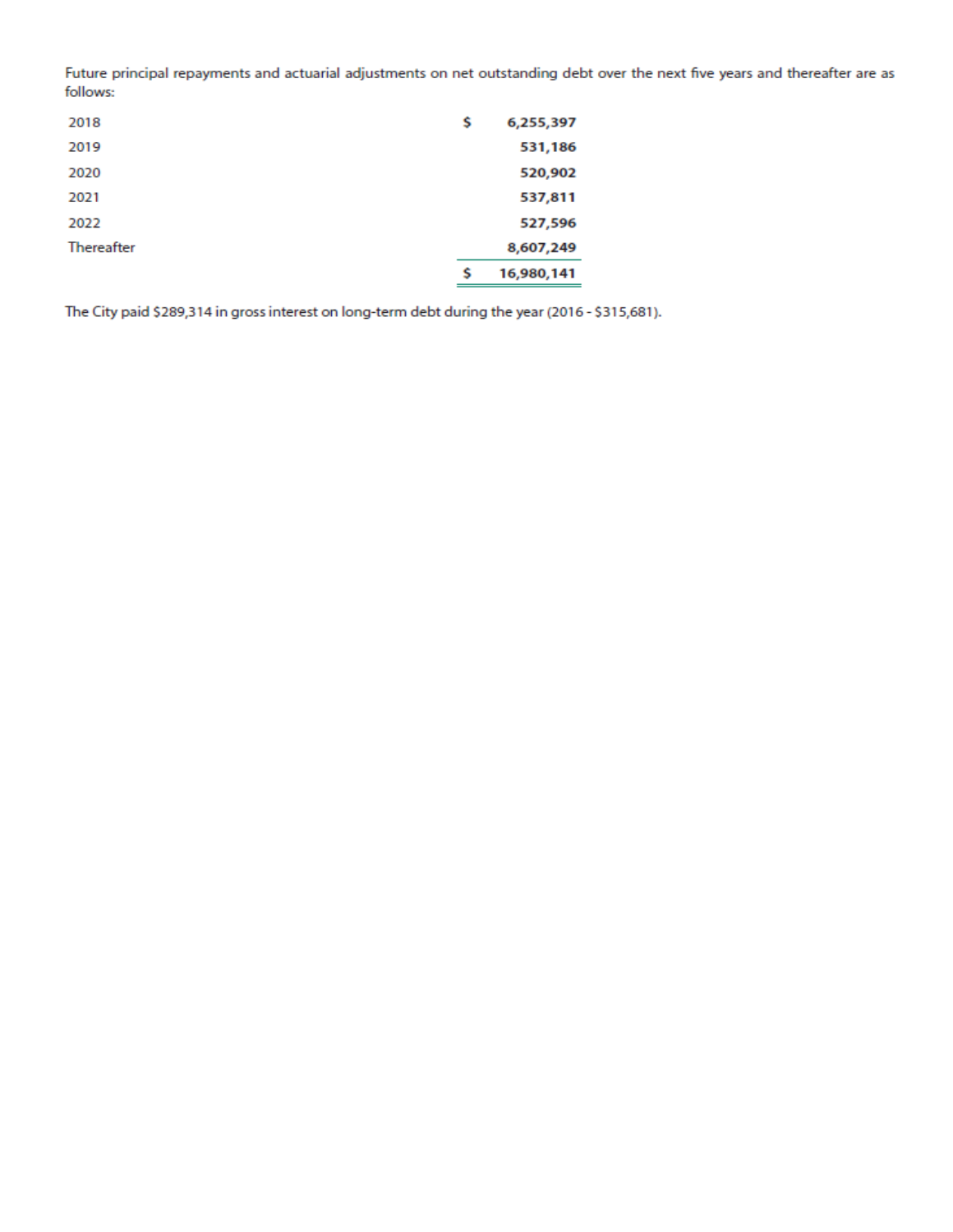Future principal repayments and actuarial adjustments on net outstanding debt over the next five years and thereafter are as follows:

| | |
|---|---|
| 2018 | $ 6,255,397 |
| 2019 | 531,186 |
| 2020 | 520,902 |
| 2021 | 537,811 |
| 2022 | 527,596 |
| Thereafter | 8,607,249 |
| | $ 16,980,141 |

The City paid $289,314 in gross interest on long-term debt during the year (2016 - $315,681).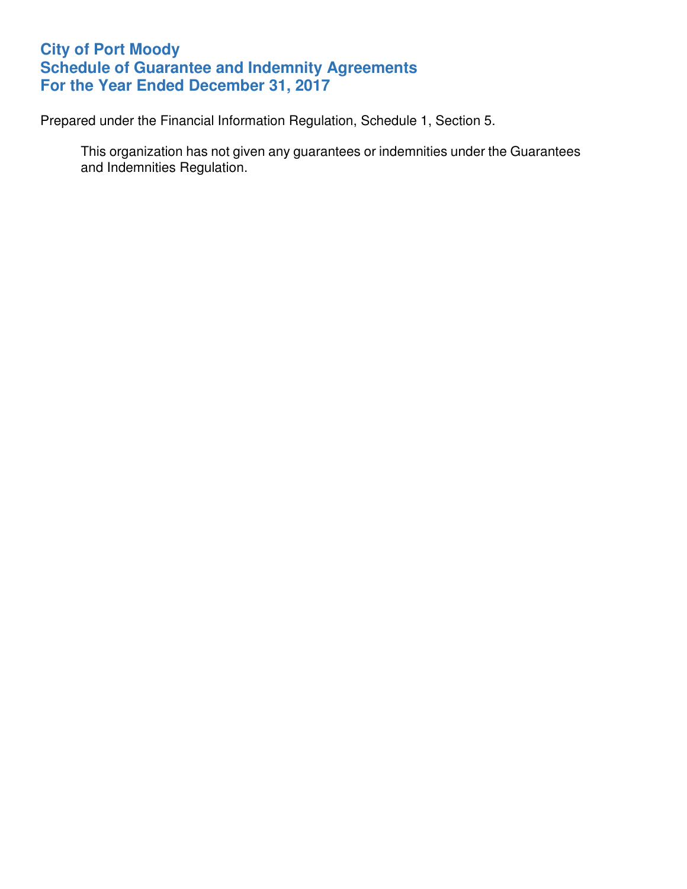# City of Port Moody
# Schedule of Guarantee and Indemnity Agreements
# For the Year Ended December 31, 2017

Prepared under the Financial Information Regulation, Schedule 1, Section 5.

> This organization has not given any guarantees or indemnities under the Guarantees and Indemnities Regulation.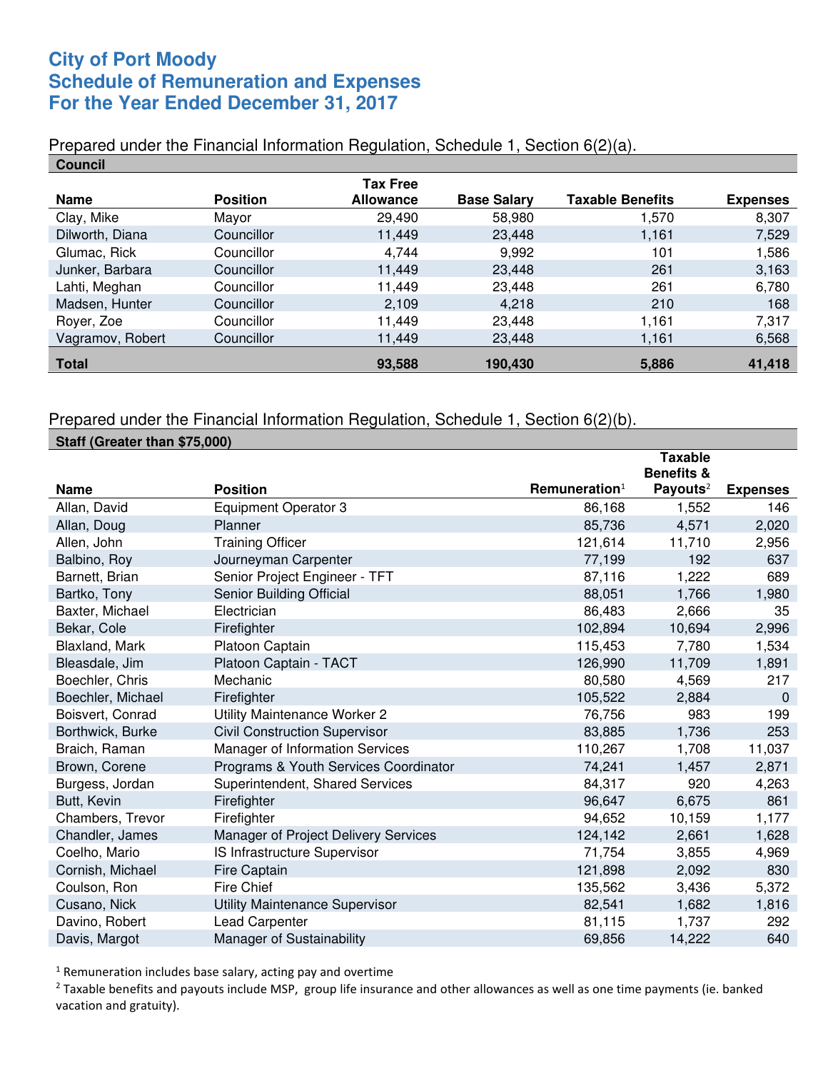# City of Port Moody
# Schedule of Remuneration and Expenses
# For the Year Ended December 31, 2017

Prepared under the Financial Information Regulation, Schedule 1, Section 6(2)(a).

**Council**

| Name | Position | Tax Free Allowance | Base Salary | Taxable Benefits | Expenses |
|---|---|---|---|---|---|
| Clay, Mike | Mayor | 29,490 | 58,980 | 1,570 | 8,307 |
| Dilworth, Diana | Councillor | 11,449 | 23,448 | 1,161 | 7,529 |
| Glumac, Rick | Councillor | 4,744 | 9,992 | 101 | 1,586 |
| Junker, Barbara | Councillor | 11,449 | 23,448 | 261 | 3,163 |
| Lahti, Meghan | Councillor | 11,449 | 23,448 | 261 | 6,780 |
| Madsen, Hunter | Councillor | 2,109 | 4,218 | 210 | 168 |
| Royer, Zoe | Councillor | 11,449 | 23,448 | 1,161 | 7,317 |
| Vagramov, Robert | Councillor | 11,449 | 23,448 | 1,161 | 6,568 |
| **Total** | | **93,588** | **190,430** | **5,886** | **41,418** |

Prepared under the Financial Information Regulation, Schedule 1, Section 6(2)(b).

**Staff (Greater than $75,000)**

| Name | Position | Remuneration[1] | Taxable Benefits & Payouts[2] | Expenses |
|---|---|---|---|---|
| Allan, David | Equipment Operator 3 | 86,168 | 1,552 | 146 |
| Allan, Doug | Planner | 85,736 | 4,571 | 2,020 |
| Allen, John | Training Officer | 121,614 | 11,710 | 2,956 |
| Balbino, Roy | Journeyman Carpenter | 77,199 | 192 | 637 |
| Barnett, Brian | Senior Project Engineer - TFT | 87,116 | 1,222 | 689 |
| Bartko, Tony | Senior Building Official | 88,051 | 1,766 | 1,980 |
| Baxter, Michael | Electrician | 86,483 | 2,666 | 35 |
| Bekar, Cole | Firefighter | 102,894 | 10,694 | 2,996 |
| Blaxland, Mark | Platoon Captain | 115,453 | 7,780 | 1,534 |
| Bleasdale, Jim | Platoon Captain - TACT | 126,990 | 11,709 | 1,891 |
| Boechler, Chris | Mechanic | 80,580 | 4,569 | 217 |
| Boechler, Michael | Firefighter | 105,522 | 2,884 | 0 |
| Boisvert, Conrad | Utility Maintenance Worker 2 | 76,756 | 983 | 199 |
| Borthwick, Burke | Civil Construction Supervisor | 83,885 | 1,736 | 253 |
| Braich, Raman | Manager of Information Services | 110,267 | 1,708 | 11,037 |
| Brown, Corene | Programs & Youth Services Coordinator | 74,241 | 1,457 | 2,871 |
| Burgess, Jordan | Superintendent, Shared Services | 84,317 | 920 | 4,263 |
| Butt, Kevin | Firefighter | 96,647 | 6,675 | 861 |
| Chambers, Trevor | Firefighter | 94,652 | 10,159 | 1,177 |
| Chandler, James | Manager of Project Delivery Services | 124,142 | 2,661 | 1,628 |
| Coelho, Mario | IS Infrastructure Supervisor | 71,754 | 3,855 | 4,969 |
| Cornish, Michael | Fire Captain | 121,898 | 2,092 | 830 |
| Coulson, Ron | Fire Chief | 135,562 | 3,436 | 5,372 |
| Cusano, Nick | Utility Maintenance Supervisor | 82,541 | 1,682 | 1,816 |
| Davino, Robert | Lead Carpenter | 81,115 | 1,737 | 292 |
| Davis, Margot | Manager of Sustainability | 69,856 | 14,222 | 640 |

[1] Remuneration includes base salary, acting pay and overtime

[2] Taxable benefits and payouts include MSP, group life insurance and other allowances as well as one time payments (ie. banked vacation and gratuity).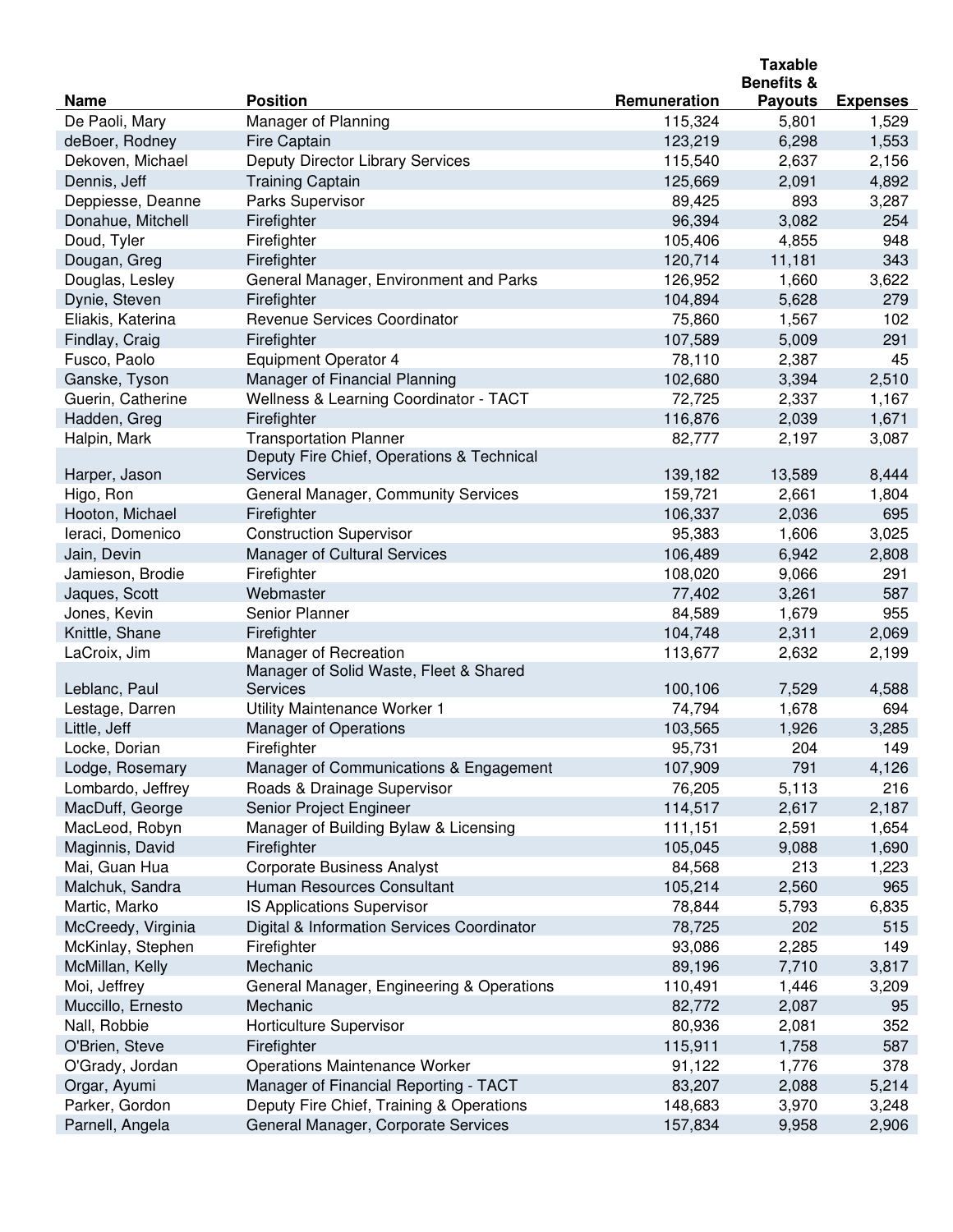| Name | Position | Remuneration | Taxable Benefits & Payouts | Expenses |
|---|---|---|---|---|
| De Paoli, Mary | Manager of Planning | 115,324 | 5,801 | 1,529 |
| deBoer, Rodney | Fire Captain | 123,219 | 6,298 | 1,553 |
| Dekoven, Michael | Deputy Director Library Services | 115,540 | 2,637 | 2,156 |
| Dennis, Jeff | Training Captain | 125,669 | 2,091 | 4,892 |
| Deppiesse, Deanne | Parks Supervisor | 89,425 | 893 | 3,287 |
| Donahue, Mitchell | Firefighter | 96,394 | 3,082 | 254 |
| Doud, Tyler | Firefighter | 105,406 | 4,855 | 948 |
| Dougan, Greg | Firefighter | 120,714 | 11,181 | 343 |
| Douglas, Lesley | General Manager, Environment and Parks | 126,952 | 1,660 | 3,622 |
| Dynie, Steven | Firefighter | 104,894 | 5,628 | 279 |
| Eliakis, Katerina | Revenue Services Coordinator | 75,860 | 1,567 | 102 |
| Findlay, Craig | Firefighter | 107,589 | 5,009 | 291 |
| Fusco, Paolo | Equipment Operator 4 | 78,110 | 2,387 | 45 |
| Ganske, Tyson | Manager of Financial Planning | 102,680 | 3,394 | 2,510 |
| Guerin, Catherine | Wellness & Learning Coordinator - TACT | 72,725 | 2,337 | 1,167 |
| Hadden, Greg | Firefighter | 116,876 | 2,039 | 1,671 |
| Halpin, Mark | Transportation Planner | 82,777 | 2,197 | 3,087 |
| Harper, Jason | Deputy Fire Chief, Operations & Technical Services | 139,182 | 13,589 | 8,444 |
| Higo, Ron | General Manager, Community Services | 159,721 | 2,661 | 1,804 |
| Hooton, Michael | Firefighter | 106,337 | 2,036 | 695 |
| Ieraci, Domenico | Construction Supervisor | 95,383 | 1,606 | 3,025 |
| Jain, Devin | Manager of Cultural Services | 106,489 | 6,942 | 2,808 |
| Jamieson, Brodie | Firefighter | 108,020 | 9,066 | 291 |
| Jaques, Scott | Webmaster | 77,402 | 3,261 | 587 |
| Jones, Kevin | Senior Planner | 84,589 | 1,679 | 955 |
| Knittle, Shane | Firefighter | 104,748 | 2,311 | 2,069 |
| LaCroix, Jim | Manager of Recreation | 113,677 | 2,632 | 2,199 |
| Leblanc, Paul | Manager of Solid Waste, Fleet & Shared Services | 100,106 | 7,529 | 4,588 |
| Lestage, Darren | Utility Maintenance Worker 1 | 74,794 | 1,678 | 694 |
| Little, Jeff | Manager of Operations | 103,565 | 1,926 | 3,285 |
| Locke, Dorian | Firefighter | 95,731 | 204 | 149 |
| Lodge, Rosemary | Manager of Communications & Engagement | 107,909 | 791 | 4,126 |
| Lombardo, Jeffrey | Roads & Drainage Supervisor | 76,205 | 5,113 | 216 |
| MacDuff, George | Senior Project Engineer | 114,517 | 2,617 | 2,187 |
| MacLeod, Robyn | Manager of Building Bylaw & Licensing | 111,151 | 2,591 | 1,654 |
| Maginnis, David | Firefighter | 105,045 | 9,088 | 1,690 |
| Mai, Guan Hua | Corporate Business Analyst | 84,568 | 213 | 1,223 |
| Malchuk, Sandra | Human Resources Consultant | 105,214 | 2,560 | 965 |
| Martic, Marko | IS Applications Supervisor | 78,844 | 5,793 | 6,835 |
| McCreedy, Virginia | Digital & Information Services Coordinator | 78,725 | 202 | 515 |
| McKinlay, Stephen | Firefighter | 93,086 | 2,285 | 149 |
| McMillan, Kelly | Mechanic | 89,196 | 7,710 | 3,817 |
| Moi, Jeffrey | General Manager, Engineering & Operations | 110,491 | 1,446 | 3,209 |
| Muccillo, Ernesto | Mechanic | 82,772 | 2,087 | 95 |
| Nall, Robbie | Horticulture Supervisor | 80,936 | 2,081 | 352 |
| O'Brien, Steve | Firefighter | 115,911 | 1,758 | 587 |
| O'Grady, Jordan | Operations Maintenance Worker | 91,122 | 1,776 | 378 |
| Orgar, Ayumi | Manager of Financial Reporting - TACT | 83,207 | 2,088 | 5,214 |
| Parker, Gordon | Deputy Fire Chief, Training & Operations | 148,683 | 3,970 | 3,248 |
| Parnell, Angela | General Manager, Corporate Services | 157,834 | 9,958 | 2,906 |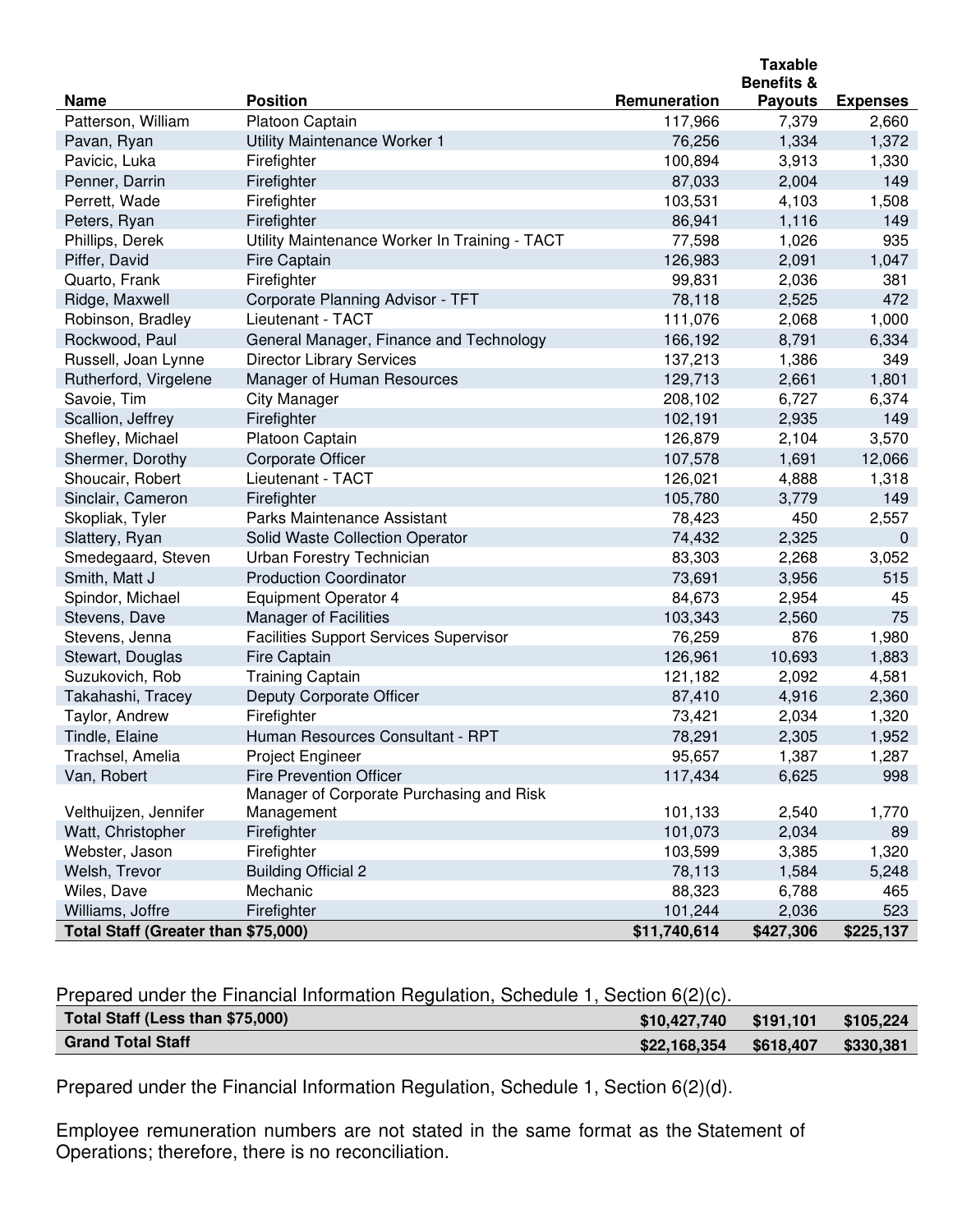| Name | Position | Remuneration | Taxable Benefits & Payouts | Expenses |
|---|---|---|---|---|
| Patterson, William | Platoon Captain | 117,966 | 7,379 | 2,660 |
| Pavan, Ryan | Utility Maintenance Worker 1 | 76,256 | 1,334 | 1,372 |
| Pavicic, Luka | Firefighter | 100,894 | 3,913 | 1,330 |
| Penner, Darrin | Firefighter | 87,033 | 2,004 | 149 |
| Perrett, Wade | Firefighter | 103,531 | 4,103 | 1,508 |
| Peters, Ryan | Firefighter | 86,941 | 1,116 | 149 |
| Phillips, Derek | Utility Maintenance Worker In Training - TACT | 77,598 | 1,026 | 935 |
| Piffer, David | Fire Captain | 126,983 | 2,091 | 1,047 |
| Quarto, Frank | Firefighter | 99,831 | 2,036 | 381 |
| Ridge, Maxwell | Corporate Planning Advisor - TFT | 78,118 | 2,525 | 472 |
| Robinson, Bradley | Lieutenant - TACT | 111,076 | 2,068 | 1,000 |
| Rockwood, Paul | General Manager, Finance and Technology | 166,192 | 8,791 | 6,334 |
| Russell, Joan Lynne | Director Library Services | 137,213 | 1,386 | 349 |
| Rutherford, Virgelene | Manager of Human Resources | 129,713 | 2,661 | 1,801 |
| Savoie, Tim | City Manager | 208,102 | 6,727 | 6,374 |
| Scallion, Jeffrey | Firefighter | 102,191 | 2,935 | 149 |
| Shefley, Michael | Platoon Captain | 126,879 | 2,104 | 3,570 |
| Shermer, Dorothy | Corporate Officer | 107,578 | 1,691 | 12,066 |
| Shoucair, Robert | Lieutenant - TACT | 126,021 | 4,888 | 1,318 |
| Sinclair, Cameron | Firefighter | 105,780 | 3,779 | 149 |
| Skopliak, Tyler | Parks Maintenance Assistant | 78,423 | 450 | 2,557 |
| Slattery, Ryan | Solid Waste Collection Operator | 74,432 | 2,325 | 0 |
| Smedegaard, Steven | Urban Forestry Technician | 83,303 | 2,268 | 3,052 |
| Smith, Matt J | Production Coordinator | 73,691 | 3,956 | 515 |
| Spindor, Michael | Equipment Operator 4 | 84,673 | 2,954 | 45 |
| Stevens, Dave | Manager of Facilities | 103,343 | 2,560 | 75 |
| Stevens, Jenna | Facilities Support Services Supervisor | 76,259 | 876 | 1,980 |
| Stewart, Douglas | Fire Captain | 126,961 | 10,693 | 1,883 |
| Suzukovich, Rob | Training Captain | 121,182 | 2,092 | 4,581 |
| Takahashi, Tracey | Deputy Corporate Officer | 87,410 | 4,916 | 2,360 |
| Taylor, Andrew | Firefighter | 73,421 | 2,034 | 1,320 |
| Tindle, Elaine | Human Resources Consultant - RPT | 78,291 | 2,305 | 1,952 |
| Trachsel, Amelia | Project Engineer | 95,657 | 1,387 | 1,287 |
| Van, Robert | Fire Prevention Officer | 117,434 | 6,625 | 998 |
| Velthuijzen, Jennifer | Manager of Corporate Purchasing and Risk Management | 101,133 | 2,540 | 1,770 |
| Watt, Christopher | Firefighter | 101,073 | 2,034 | 89 |
| Webster, Jason | Firefighter | 103,599 | 3,385 | 1,320 |
| Welsh, Trevor | Building Official 2 | 78,113 | 1,584 | 5,248 |
| Wiles, Dave | Mechanic | 88,323 | 6,788 | 465 |
| Williams, Joffre | Firefighter | 101,244 | 2,036 | 523 |
| **Total Staff (Greater than $75,000)** | | **$11,740,614** | **$427,306** | **$225,137** |

Prepared under the Financial Information Regulation, Schedule 1, Section 6(2)(c).

| | | | |
|---|---|---|---|
| **Total Staff (Less than $75,000)** | **$10,427,740** | **$191,101** | **$105,224** |
| **Grand Total Staff** | **$22,168,354** | **$618,407** | **$330,381** |

Prepared under the Financial Information Regulation, Schedule 1, Section 6(2)(d).

Employee remuneration numbers are not stated in the same format as the Statement of Operations; therefore, there is no reconciliation.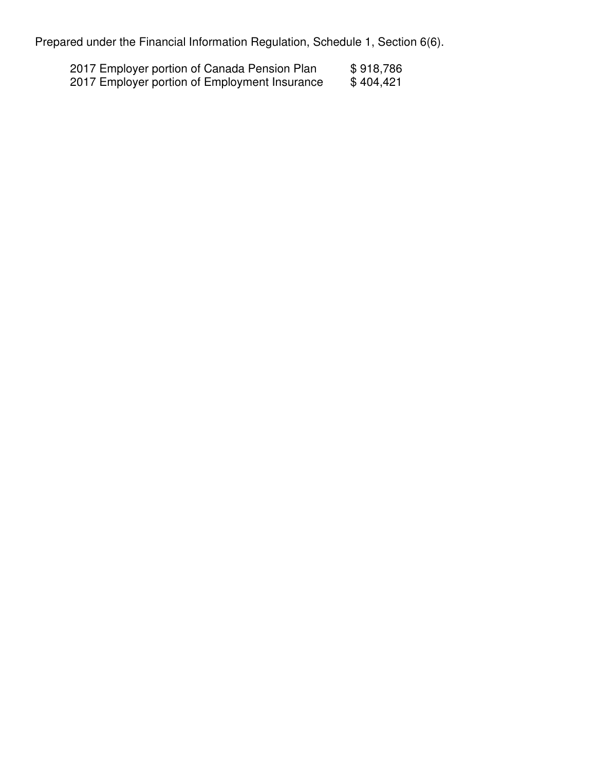Prepared under the Financial Information Regulation, Schedule 1, Section 6(6).

| | |
|---|---|
| 2017 Employer portion of Canada Pension Plan | $ 918,786 |
| 2017 Employer portion of Employment Insurance | $ 404,421 |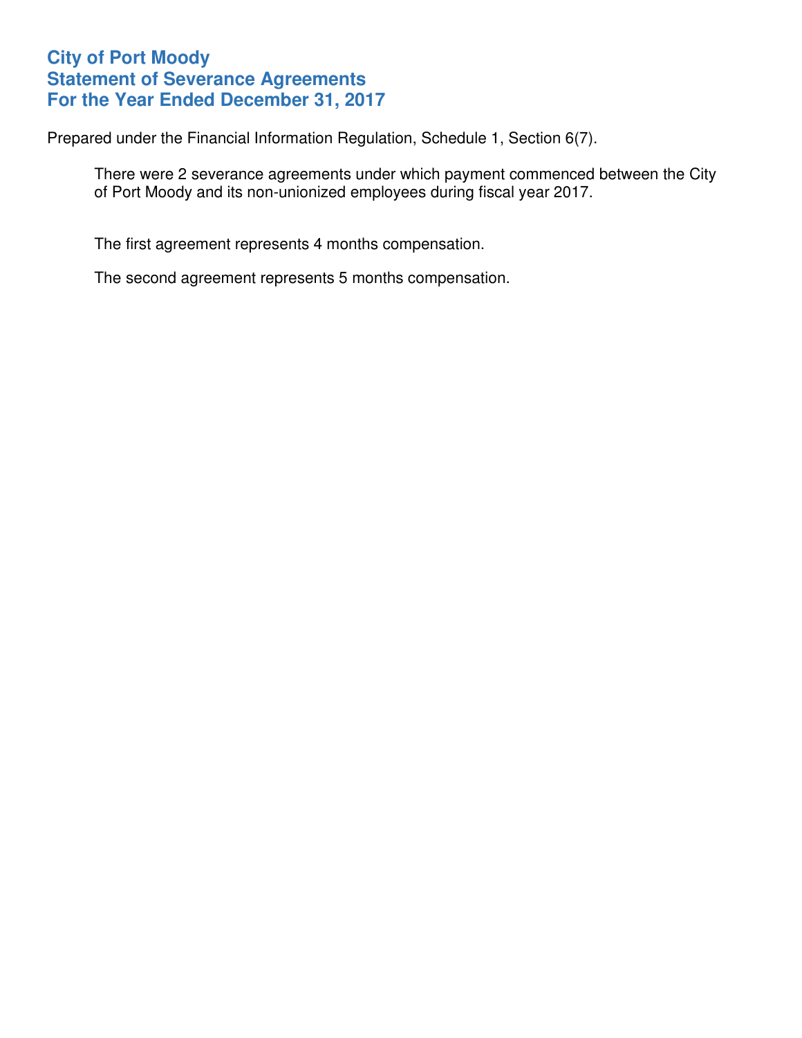# City of Port Moody
# Statement of Severance Agreements
# For the Year Ended December 31, 2017

Prepared under the Financial Information Regulation, Schedule 1, Section 6(7).

There were 2 severance agreements under which payment commenced between the City of Port Moody and its non-unionized employees during fiscal year 2017.

The first agreement represents 4 months compensation.

The second agreement represents 5 months compensation.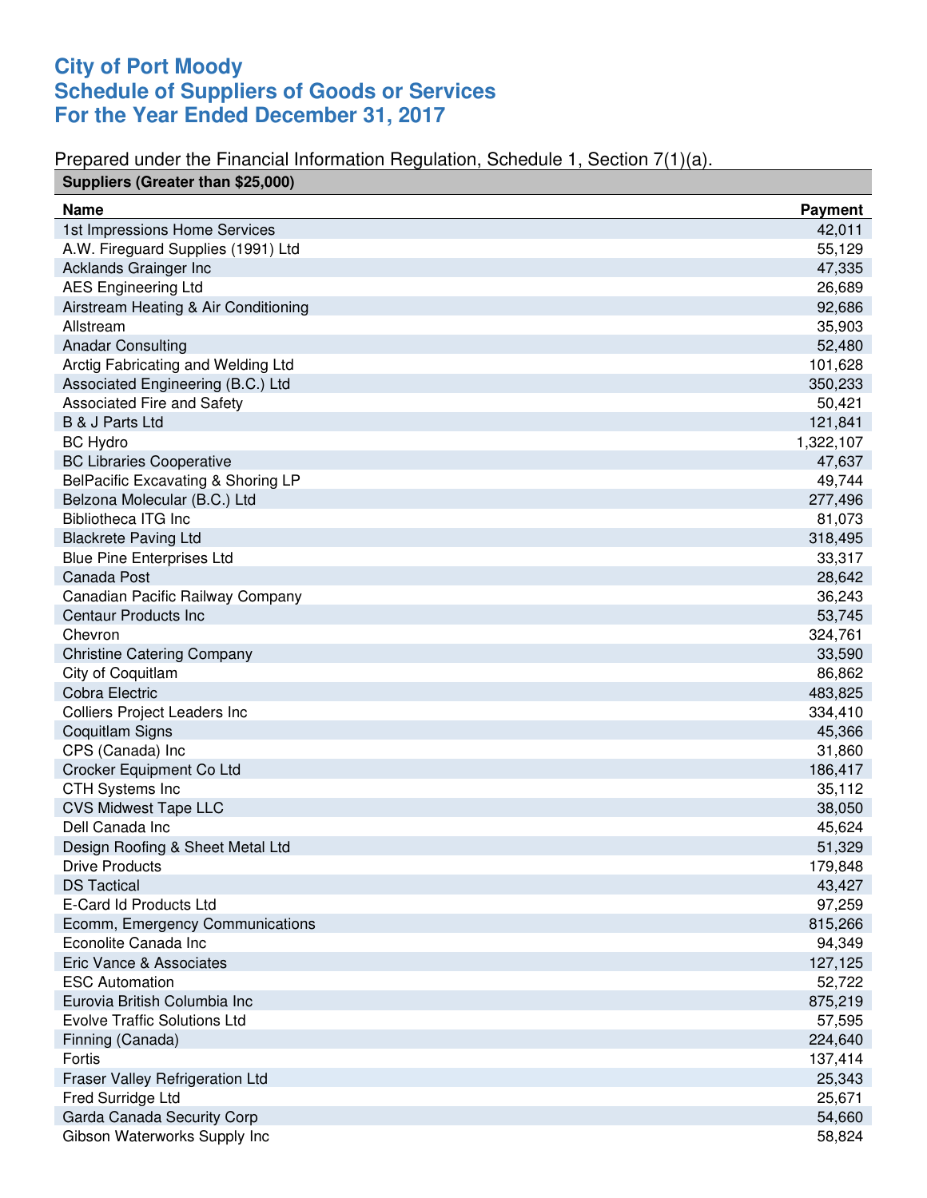# City of Port Moody
# Schedule of Suppliers of Goods or Services
# For the Year Ended December 31, 2017

Prepared under the Financial Information Regulation, Schedule 1, Section 7(1)(a).

**Suppliers (Greater than $25,000)**

| Name | Payment |
|---|---|
| 1st Impressions Home Services | 42,011 |
| A.W. Fireguard Supplies (1991) Ltd | 55,129 |
| Acklands Grainger Inc | 47,335 |
| AES Engineering Ltd | 26,689 |
| Airstream Heating & Air Conditioning | 92,686 |
| Allstream | 35,903 |
| Anadar Consulting | 52,480 |
| Arctig Fabricating and Welding Ltd | 101,628 |
| Associated Engineering (B.C.) Ltd | 350,233 |
| Associated Fire and Safety | 50,421 |
| B & J Parts Ltd | 121,841 |
| BC Hydro | 1,322,107 |
| BC Libraries Cooperative | 47,637 |
| BelPacific Excavating & Shoring LP | 49,744 |
| Belzona Molecular (B.C.) Ltd | 277,496 |
| Bibliotheca ITG Inc | 81,073 |
| Blackrete Paving Ltd | 318,495 |
| Blue Pine Enterprises Ltd | 33,317 |
| Canada Post | 28,642 |
| Canadian Pacific Railway Company | 36,243 |
| Centaur Products Inc | 53,745 |
| Chevron | 324,761 |
| Christine Catering Company | 33,590 |
| City of Coquitlam | 86,862 |
| Cobra Electric | 483,825 |
| Colliers Project Leaders Inc | 334,410 |
| Coquitlam Signs | 45,366 |
| CPS (Canada) Inc | 31,860 |
| Crocker Equipment Co Ltd | 186,417 |
| CTH Systems Inc | 35,112 |
| CVS Midwest Tape LLC | 38,050 |
| Dell Canada Inc | 45,624 |
| Design Roofing & Sheet Metal Ltd | 51,329 |
| Drive Products | 179,848 |
| DS Tactical | 43,427 |
| E-Card Id Products Ltd | 97,259 |
| Ecomm, Emergency Communications | 815,266 |
| Econolite Canada Inc | 94,349 |
| Eric Vance & Associates | 127,125 |
| ESC Automation | 52,722 |
| Eurovia British Columbia Inc | 875,219 |
| Evolve Traffic Solutions Ltd | 57,595 |
| Finning (Canada) | 224,640 |
| Fortis | 137,414 |
| Fraser Valley Refrigeration Ltd | 25,343 |
| Fred Surridge Ltd | 25,671 |
| Garda Canada Security Corp | 54,660 |
| Gibson Waterworks Supply Inc | 58,824 |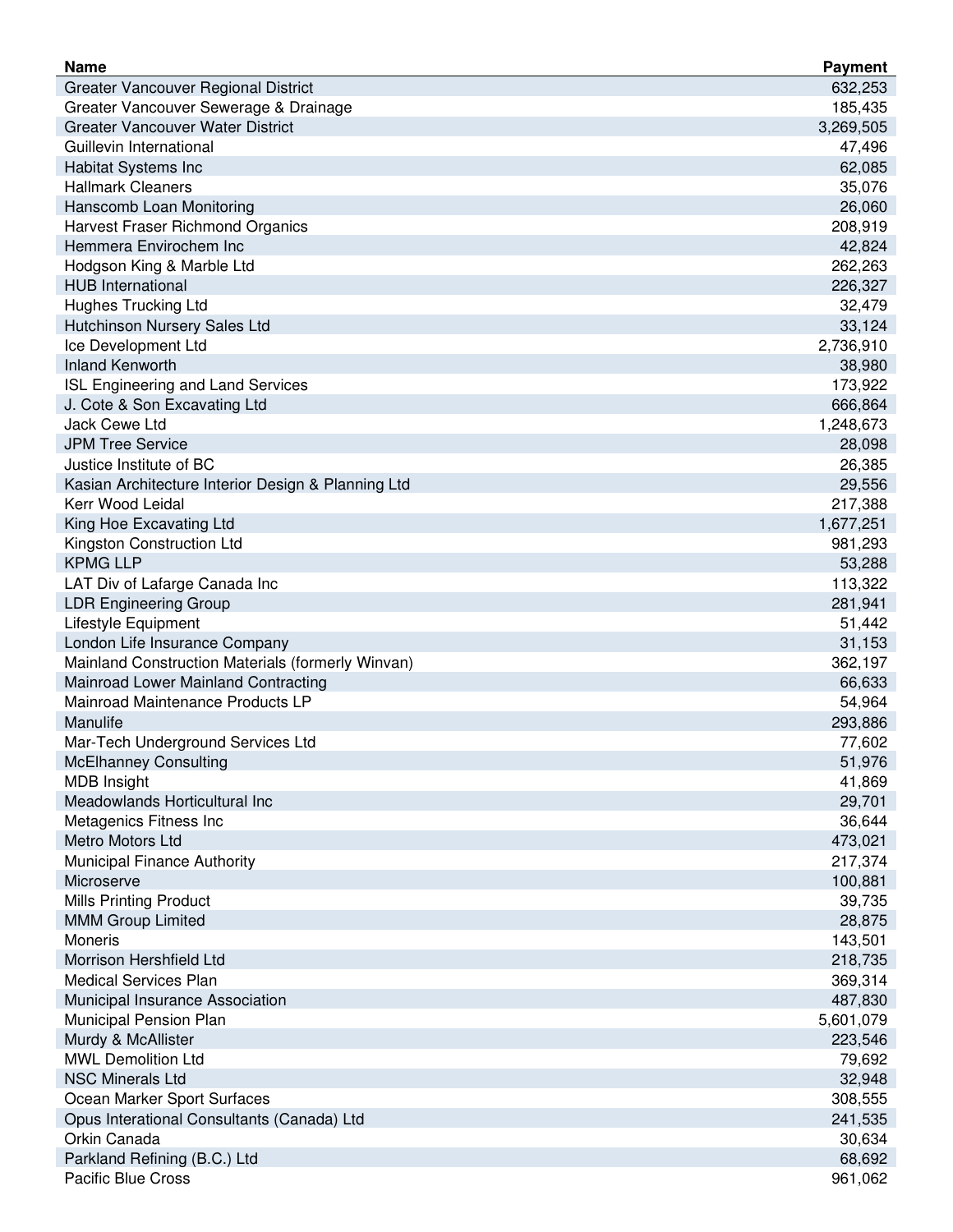| Name | Payment |
| --- | --- |
| Greater Vancouver Regional District | 632,253 |
| Greater Vancouver Sewerage & Drainage | 185,435 |
| Greater Vancouver Water District | 3,269,505 |
| Guillevin International | 47,496 |
| Habitat Systems Inc | 62,085 |
| Hallmark Cleaners | 35,076 |
| Hanscomb Loan Monitoring | 26,060 |
| Harvest Fraser Richmond Organics | 208,919 |
| Hemmera Envirochem Inc | 42,824 |
| Hodgson King & Marble Ltd | 262,263 |
| HUB International | 226,327 |
| Hughes Trucking Ltd | 32,479 |
| Hutchinson Nursery Sales Ltd | 33,124 |
| Ice Development Ltd | 2,736,910 |
| Inland Kenworth | 38,980 |
| ISL Engineering and Land Services | 173,922 |
| J. Cote & Son Excavating Ltd | 666,864 |
| Jack Cewe Ltd | 1,248,673 |
| JPM Tree Service | 28,098 |
| Justice Institute of BC | 26,385 |
| Kasian Architecture Interior Design & Planning Ltd | 29,556 |
| Kerr Wood Leidal | 217,388 |
| King Hoe Excavating Ltd | 1,677,251 |
| Kingston Construction Ltd | 981,293 |
| KPMG LLP | 53,288 |
| LAT Div of Lafarge Canada Inc | 113,322 |
| LDR Engineering Group | 281,941 |
| Lifestyle Equipment | 51,442 |
| London Life Insurance Company | 31,153 |
| Mainland Construction Materials (formerly Winvan) | 362,197 |
| Mainroad Lower Mainland Contracting | 66,633 |
| Mainroad Maintenance Products LP | 54,964 |
| Manulife | 293,886 |
| Mar-Tech Underground Services Ltd | 77,602 |
| McElhanney Consulting | 51,976 |
| MDB Insight | 41,869 |
| Meadowlands Horticultural Inc | 29,701 |
| Metagenics Fitness Inc | 36,644 |
| Metro Motors Ltd | 473,021 |
| Municipal Finance Authority | 217,374 |
| Microserve | 100,881 |
| Mills Printing Product | 39,735 |
| MMM Group Limited | 28,875 |
| Moneris | 143,501 |
| Morrison Hershfield Ltd | 218,735 |
| Medical Services Plan | 369,314 |
| Municipal Insurance Association | 487,830 |
| Municipal Pension Plan | 5,601,079 |
| Murdy & McAllister | 223,546 |
| MWL Demolition Ltd | 79,692 |
| NSC Minerals Ltd | 32,948 |
| Ocean Marker Sport Surfaces | 308,555 |
| Opus Interational Consultants (Canada) Ltd | 241,535 |
| Orkin Canada | 30,634 |
| Parkland Refining (B.C.) Ltd | 68,692 |
| Pacific Blue Cross | 961,062 |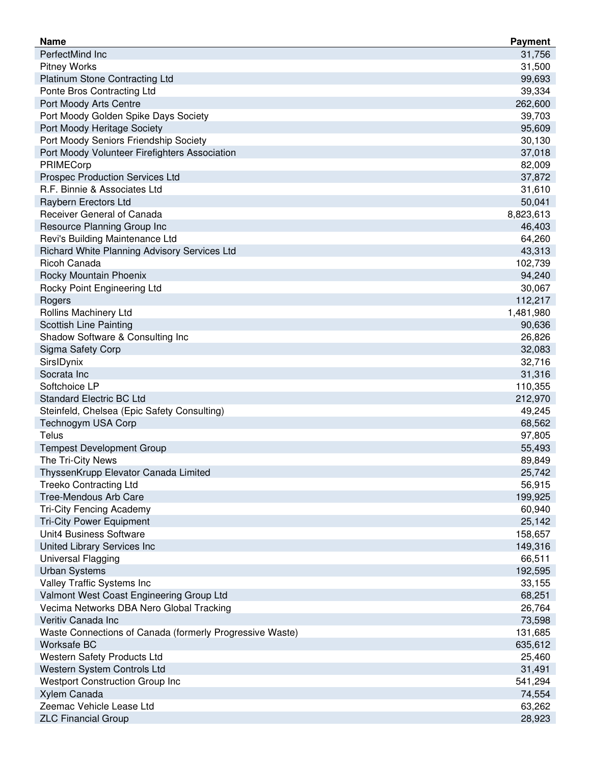| Name | Payment |
| --- | --- |
| PerfectMind Inc | 31,756 |
| Pitney Works | 31,500 |
| Platinum Stone Contracting Ltd | 99,693 |
| Ponte Bros Contracting Ltd | 39,334 |
| Port Moody Arts Centre | 262,600 |
| Port Moody Golden Spike Days Society | 39,703 |
| Port Moody Heritage Society | 95,609 |
| Port Moody Seniors Friendship Society | 30,130 |
| Port Moody Volunteer Firefighters Association | 37,018 |
| PRIMECorp | 82,009 |
| Prospec Production Services Ltd | 37,872 |
| R.F. Binnie & Associates Ltd | 31,610 |
| Raybern Erectors Ltd | 50,041 |
| Receiver General of Canada | 8,823,613 |
| Resource Planning Group Inc | 46,403 |
| Revi's Building Maintenance Ltd | 64,260 |
| Richard White Planning Advisory Services Ltd | 43,313 |
| Ricoh Canada | 102,739 |
| Rocky Mountain Phoenix | 94,240 |
| Rocky Point Engineering Ltd | 30,067 |
| Rogers | 112,217 |
| Rollins Machinery Ltd | 1,481,980 |
| Scottish Line Painting | 90,636 |
| Shadow Software & Consulting Inc | 26,826 |
| Sigma Safety Corp | 32,083 |
| SirsIDynix | 32,716 |
| Socrata Inc | 31,316 |
| Softchoice LP | 110,355 |
| Standard Electric BC Ltd | 212,970 |
| Steinfeld, Chelsea (Epic Safety Consulting) | 49,245 |
| Technogym USA Corp | 68,562 |
| Telus | 97,805 |
| Tempest Development Group | 55,493 |
| The Tri-City News | 89,849 |
| ThyssenKrupp Elevator Canada Limited | 25,742 |
| Treeko Contracting Ltd | 56,915 |
| Tree-Mendous Arb Care | 199,925 |
| Tri-City Fencing Academy | 60,940 |
| Tri-City Power Equipment | 25,142 |
| Unit4 Business Software | 158,657 |
| United Library Services Inc | 149,316 |
| Universal Flagging | 66,511 |
| Urban Systems | 192,595 |
| Valley Traffic Systems Inc | 33,155 |
| Valmont West Coast Engineering Group Ltd | 68,251 |
| Vecima Networks DBA Nero Global Tracking | 26,764 |
| Veritiv Canada Inc | 73,598 |
| Waste Connections of Canada (formerly Progressive Waste) | 131,685 |
| Worksafe BC | 635,612 |
| Western Safety Products Ltd | 25,460 |
| Western System Controls Ltd | 31,491 |
| Westport Construction Group Inc | 541,294 |
| Xylem Canada | 74,554 |
| Zeemac Vehicle Lease Ltd | 63,262 |
| ZLC Financial Group | 28,923 |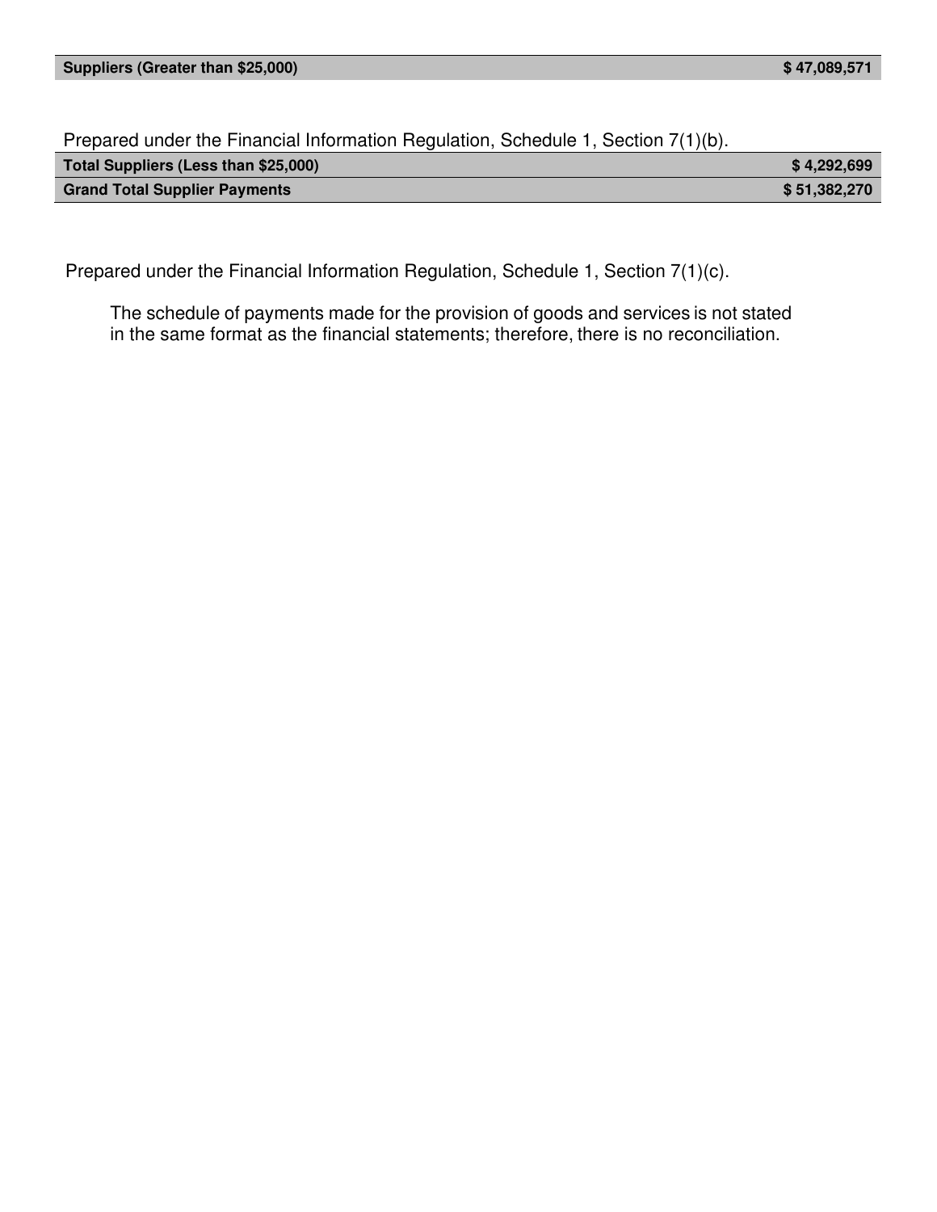| | |
|---|---|
| **Suppliers (Greater than $25,000)** | **$ 47,089,571** |

Prepared under the Financial Information Regulation, Schedule 1, Section 7(1)(b).

| | |
|---|---|
| **Total Suppliers (Less than $25,000)** | **$ 4,292,699** |
| **Grand Total Supplier Payments** | **$ 51,382,270** |

Prepared under the Financial Information Regulation, Schedule 1, Section 7(1)(c).

The schedule of payments made for the provision of goods and services is not stated in the same format as the financial statements; therefore, there is no reconciliation.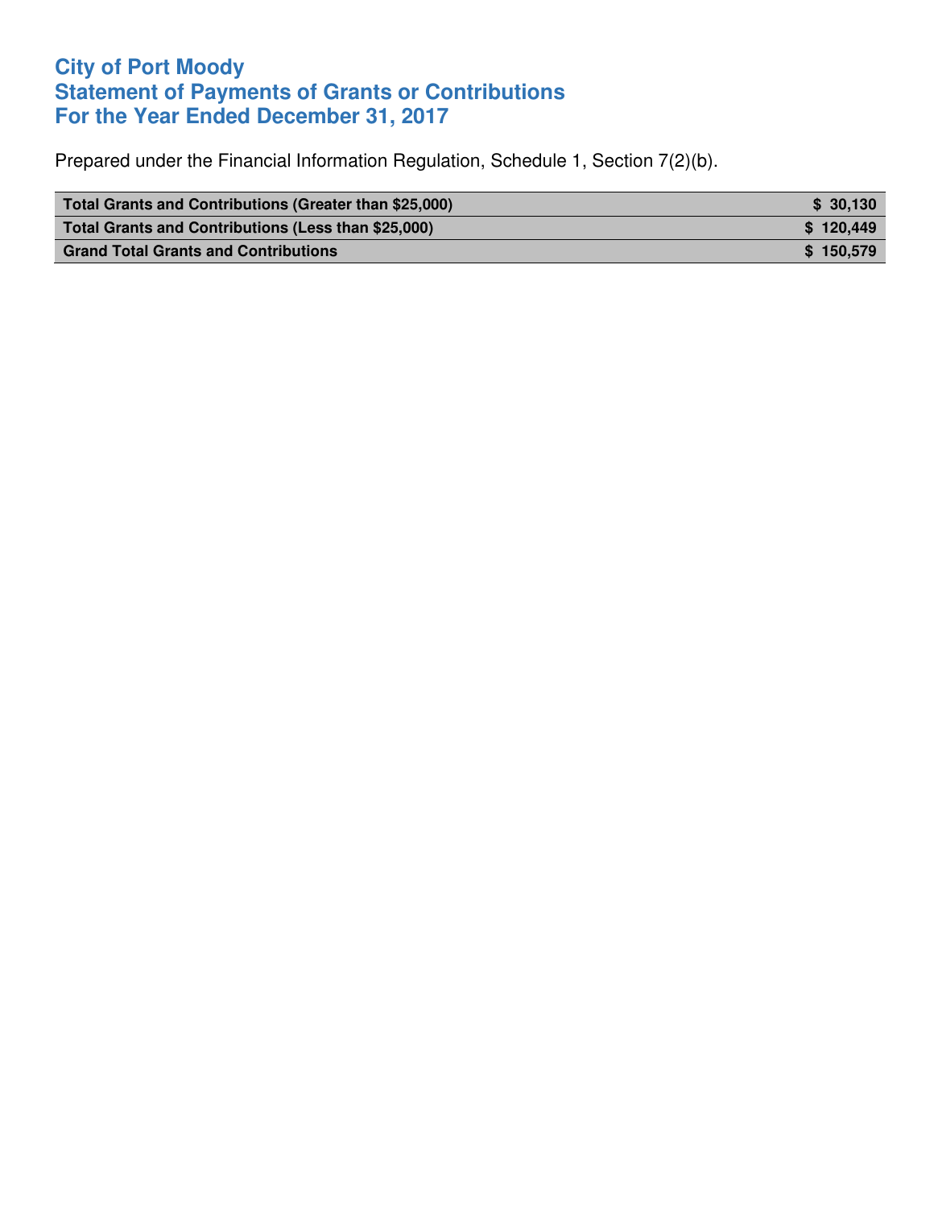# City of Port Moody
# Statement of Payments of Grants or Contributions
# For the Year Ended December 31, 2017

Prepared under the Financial Information Regulation, Schedule 1, Section 7(2)(b).

| | |
|---|---|
| **Total Grants and Contributions (Greater than $25,000)** | **$ 30,130** |
| **Total Grants and Contributions (Less than $25,000)** | **$ 120,449** |
| **Grand Total Grants and Contributions** | **$ 150,579** |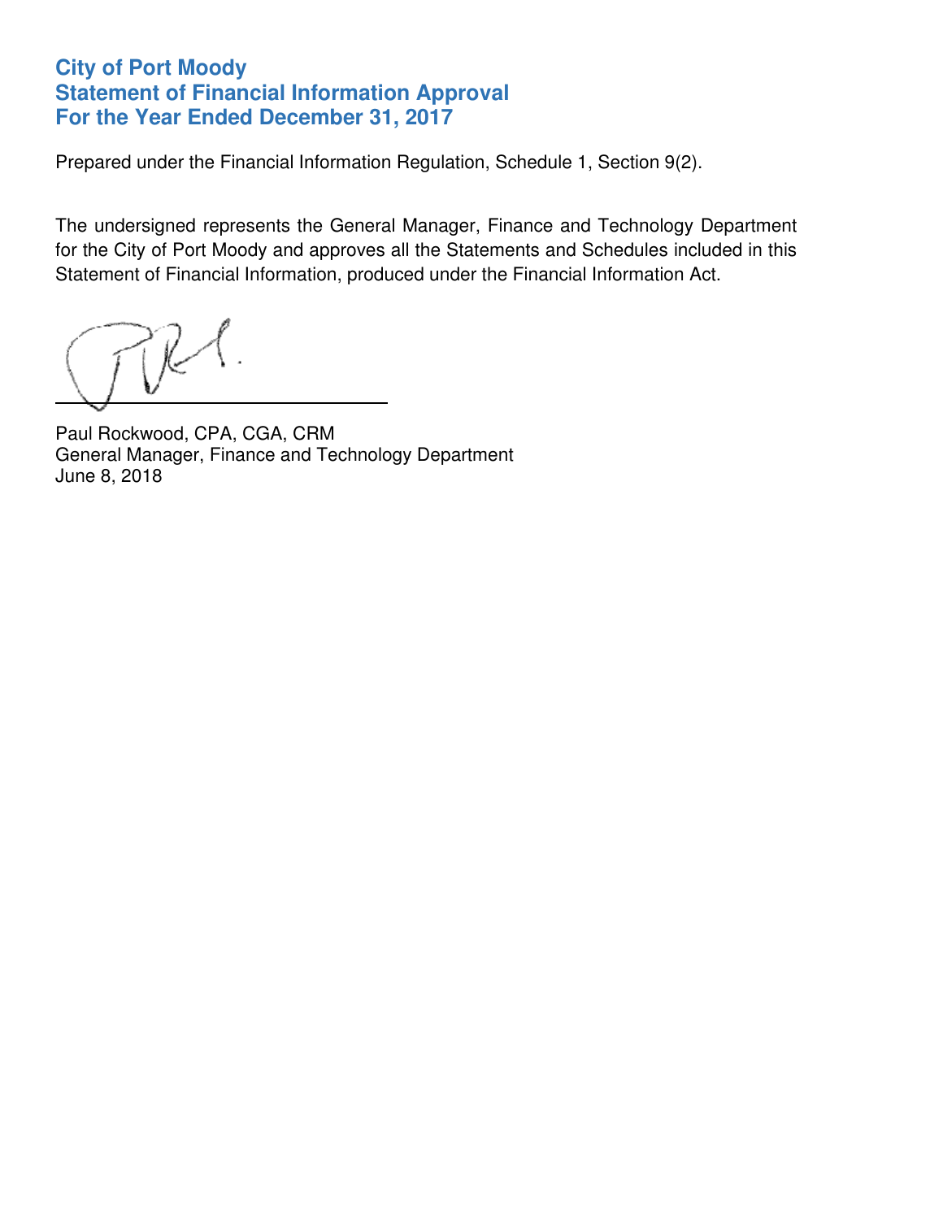# City of Port Moody
# Statement of Financial Information Approval
# For the Year Ended December 31, 2017

Prepared under the Financial Information Regulation, Schedule 1, Section 9(2).

The undersigned represents the General Manager, Finance and Technology Department for the City of Port Moody and approves all the Statements and Schedules included in this Statement of Financial Information, produced under the Financial Information Act.

Paul Rockwood, CPA, CGA, CRM
General Manager, Finance and Technology Department
June 8, 2018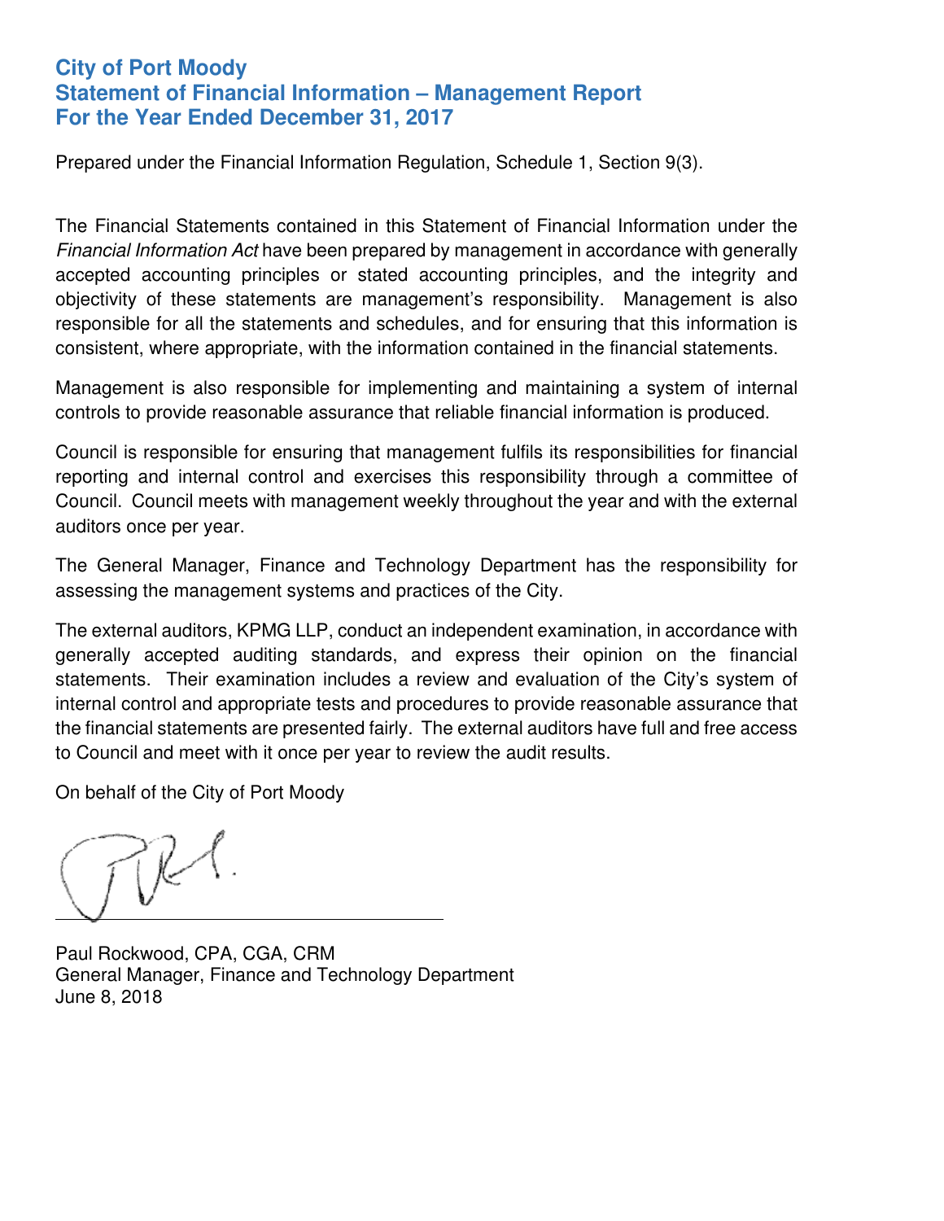# City of Port Moody
## Statement of Financial Information – Management Report
## For the Year Ended December 31, 2017

Prepared under the Financial Information Regulation, Schedule 1, Section 9(3).

The Financial Statements contained in this Statement of Financial Information under the *Financial Information Act* have been prepared by management in accordance with generally accepted accounting principles or stated accounting principles, and the integrity and objectivity of these statements are management's responsibility. Management is also responsible for all the statements and schedules, and for ensuring that this information is consistent, where appropriate, with the information contained in the financial statements.

Management is also responsible for implementing and maintaining a system of internal controls to provide reasonable assurance that reliable financial information is produced.

Council is responsible for ensuring that management fulfils its responsibilities for financial reporting and internal control and exercises this responsibility through a committee of Council. Council meets with management weekly throughout the year and with the external auditors once per year.

The General Manager, Finance and Technology Department has the responsibility for assessing the management systems and practices of the City.

The external auditors, KPMG LLP, conduct an independent examination, in accordance with generally accepted auditing standards, and express their opinion on the financial statements. Their examination includes a review and evaluation of the City's system of internal control and appropriate tests and procedures to provide reasonable assurance that the financial statements are presented fairly. The external auditors have full and free access to Council and meet with it once per year to review the audit results.

On behalf of the City of Port Moody

Paul Rockwood, CPA, CGA, CRM
General Manager, Finance and Technology Department
June 8, 2018